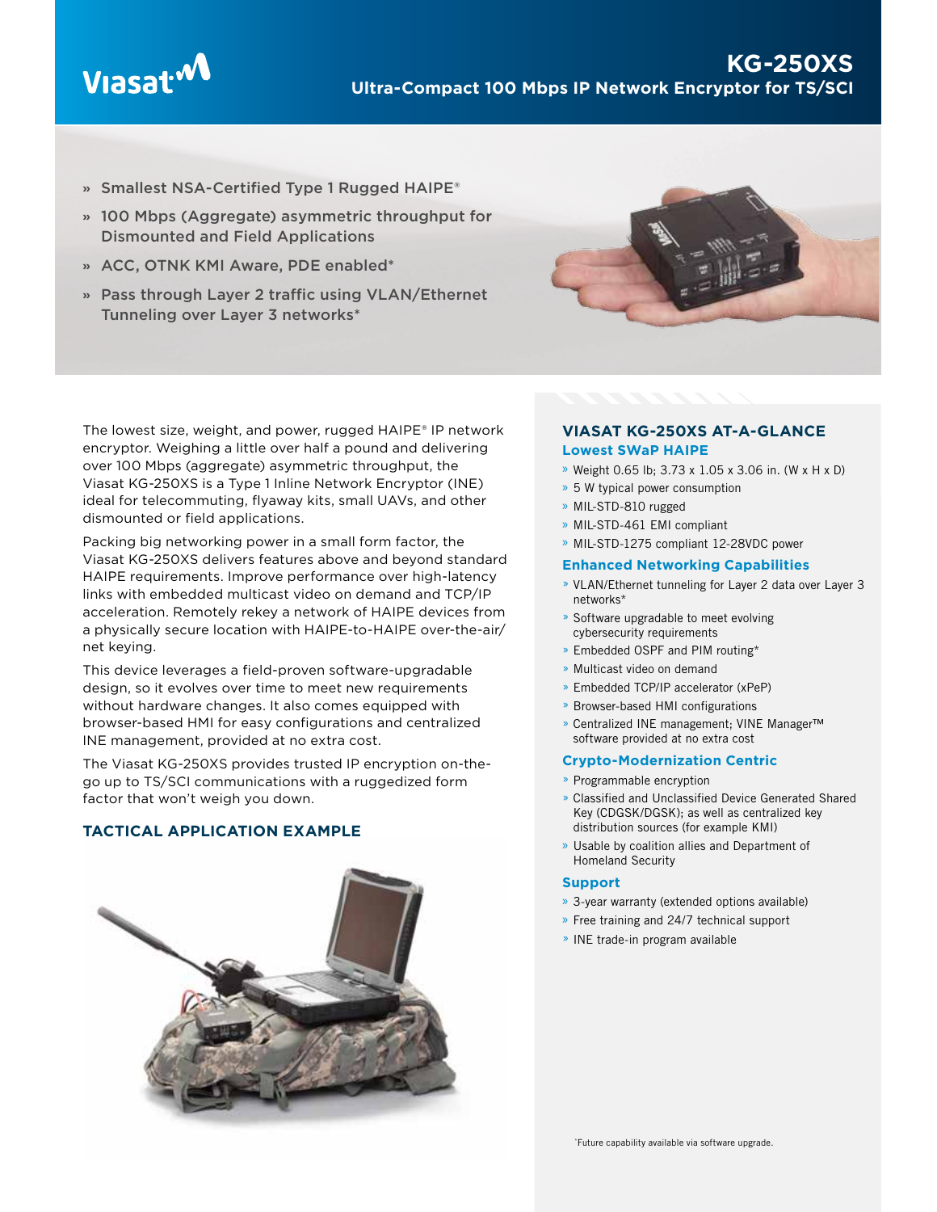# KG-250XS

## Ultra-Compact 100 Mbps IP Network Encryptor for TS/SCI

- Smallest NSA-Certified Type 1 Rugged HAIPE®
- 100 Mbps (Aggregate) asymmetric throughput for Dismounted and Field Applications
- ACC, OTNK KMI Aware, PDE enabled*
- Pass through Layer 2 traffic using VLAN/Ethernet Tunneling over Layer 3 networks*

The lowest size, weight, and power, rugged HAIPE® IP network encryptor. Weighing a little over half a pound and delivering over 100 Mbps (aggregate) asymmetric throughput, the Viasat KG-250XS is a Type 1 Inline Network Encryptor (INE) ideal for telecommuting, flyaway kits, small UAVs, and other dismounted or field applications.

Packing big networking power in a small form factor, the Viasat KG-250XS delivers features above and beyond standard HAIPE requirements. Improve performance over high-latency links with embedded multicast video on demand and TCP/IP acceleration. Remotely rekey a network of HAIPE devices from a physically secure location with HAIPE-to-HAIPE over-the-air/net keying.

This device leverages a field-proven software-upgradable design, so it evolves over time to meet new requirements without hardware changes. It also comes equipped with browser-based HMI for easy configurations and centralized INE management, provided at no extra cost.

The Viasat KG-250XS provides trusted IP encryption on-the-go up to TS/SCI communications with a ruggedized form factor that won't weigh you down.

### TACTICAL APPLICATION EXAMPLE

### VIASAT KG-250XS AT-A-GLANCE

#### Lowest SWaP HAIPE

- Weight 0.65 lb; 3.73 x 1.05 x 3.06 in. (W x H x D)
- 5 W typical power consumption
- MIL-STD-810 rugged
- MIL-STD-461 EMI compliant
- MIL-STD-1275 compliant 12-28VDC power

#### Enhanced Networking Capabilities

- VLAN/Ethernet tunneling for Layer 2 data over Layer 3 networks*
- Software upgradable to meet evolving cybersecurity requirements
- Embedded OSPF and PIM routing*
- Multicast video on demand
- Embedded TCP/IP accelerator (xPeP)
- Browser-based HMI configurations
- Centralized INE management; VINE Manager™ software provided at no extra cost

#### Crypto-Modernization Centric

- Programmable encryption
- Classified and Unclassified Device Generated Shared Key (CDGSK/DGSK); as well as centralized key distribution sources (for example KMI)
- Usable by coalition allies and Department of Homeland Security

#### Support

- 3-year warranty (extended options available)
- Free training and 24/7 technical support
- INE trade-in program available

*Future capability available via software upgrade.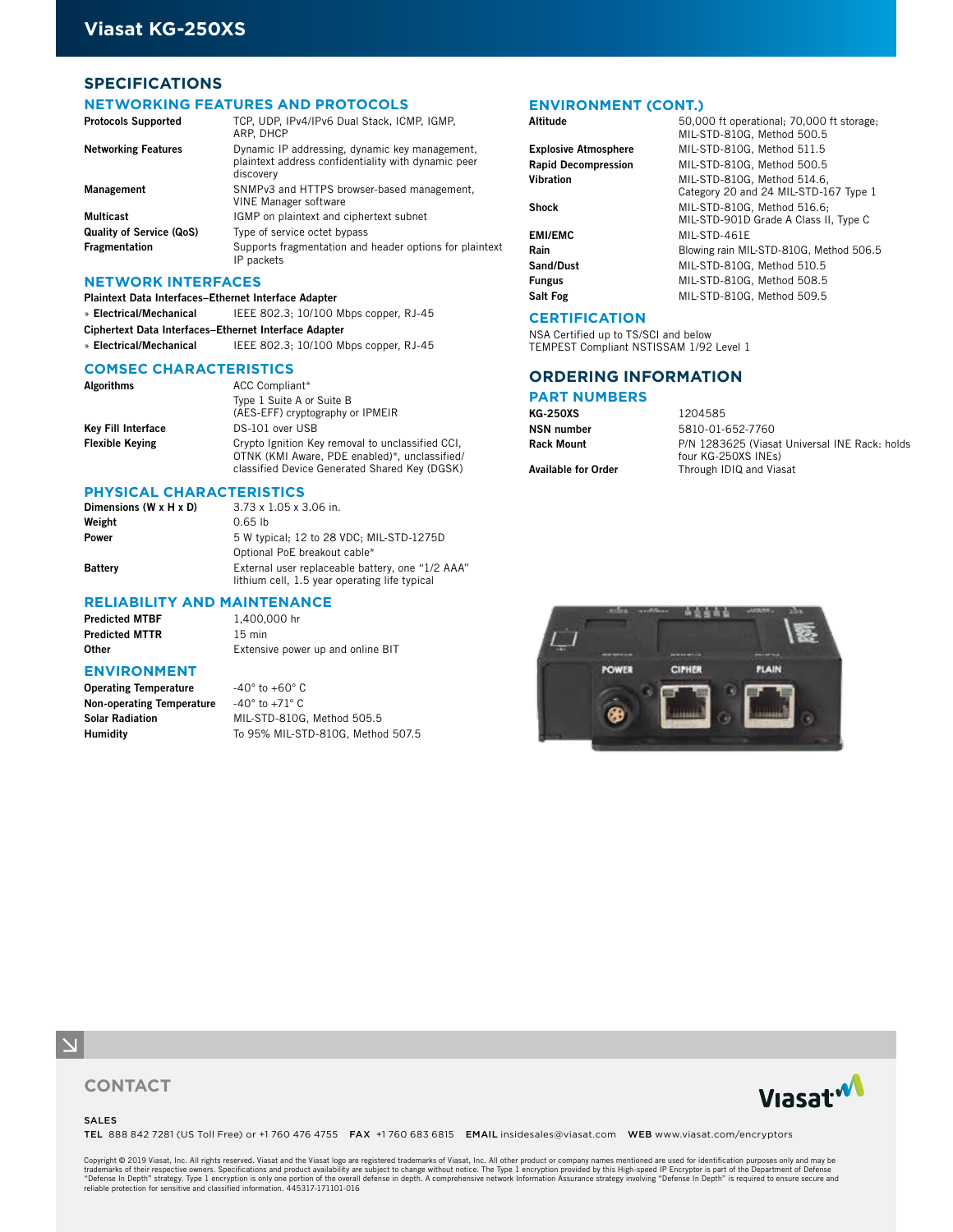# Viasat KG-250XS

## SPECIFICATIONS

### NETWORKING FEATURES AND PROTOCOLS

| | |
|---|---|
| **Protocols Supported** | TCP, UDP, IPv4/IPv6 Dual Stack, ICMP, IGMP, ARP, DHCP |
| **Networking Features** | Dynamic IP addressing, dynamic key management, plaintext address confidentiality with dynamic peer discovery |
| **Management** | SNMPv3 and HTTPS browser-based management, VINE Manager software |
| **Multicast** | IGMP on plaintext and ciphertext subnet |
| **Quality of Service (QoS)** | Type of service octet bypass |
| **Fragmentation** | Supports fragmentation and header options for plaintext IP packets |

### NETWORK INTERFACES

**Plaintext Data Interfaces–Ethernet Interface Adapter**

| | |
|---|---|
| » **Electrical/Mechanical** | IEEE 802.3; 10/100 Mbps copper, RJ-45 |

**Ciphertext Data Interfaces–Ethernet Interface Adapter**

| | |
|---|---|
| » **Electrical/Mechanical** | IEEE 802.3; 10/100 Mbps copper, RJ-45 |

### COMSEC CHARACTERISTICS

| | |
|---|---|
| **Algorithms** | ACC Compliant*<br>Type 1 Suite A or Suite B<br>(AES-EFF) cryptography or IPMEIR |
| **Key Fill Interface** | DS-101 over USB |
| **Flexible Keying** | Crypto Ignition Key removal to unclassified CCI, OTNK (KMI Aware, PDE enabled)*, unclassified/classified Device Generated Shared Key (DGSK) |

### PHYSICAL CHARACTERISTICS

| | |
|---|---|
| **Dimensions (W x H x D)** | 3.73 x 1.05 x 3.06 in. |
| **Weight** | 0.65 lb |
| **Power** | 5 W typical; 12 to 28 VDC; MIL-STD-1275D<br>Optional PoE breakout cable* |
| **Battery** | External user replaceable battery, one "1/2 AAA" lithium cell, 1.5 year operating life typical |

### RELIABILITY AND MAINTENANCE

| | |
|---|---|
| **Predicted MTBF** | 1,400,000 hr |
| **Predicted MTTR** | 15 min |
| **Other** | Extensive power up and online BIT |

### ENVIRONMENT

| | |
|---|---|
| **Operating Temperature** | -40° to +60° C |
| **Non-operating Temperature** | -40° to +71° C |
| **Solar Radiation** | MIL-STD-810G, Method 505.5 |
| **Humidity** | To 95% MIL-STD-810G, Method 507.5 |

### ENVIRONMENT (CONT.)

| | |
|---|---|
| **Altitude** | 50,000 ft operational; 70,000 ft storage; MIL-STD-810G, Method 500.5 |
| **Explosive Atmosphere** | MIL-STD-810G, Method 511.5 |
| **Rapid Decompression** | MIL-STD-810G, Method 500.5 |
| **Vibration** | MIL-STD-810G, Method 514.6, Category 20 and 24 MIL-STD-167 Type 1 |
| **Shock** | MIL-STD-810G, Method 516.6; MIL-STD-901D Grade A Class II, Type C |
| **EMI/EMC** | MIL-STD-461E |
| **Rain** | Blowing rain MIL-STD-810G, Method 506.5 |
| **Sand/Dust** | MIL-STD-810G, Method 510.5 |
| **Fungus** | MIL-STD-810G, Method 508.5 |
| **Salt Fog** | MIL-STD-810G, Method 509.5 |

### CERTIFICATION

NSA Certified up to TS/SCI and below
TEMPEST Compliant NSTISSAM 1/92 Level 1

## ORDERING INFORMATION

### PART NUMBERS

| | |
|---|---|
| **KG-250XS** | 1204585 |
| **NSN number** | 5810-01-652-7760 |
| **Rack Mount** | P/N 1283625 (Viasat Universal INE Rack: holds four KG-250XS INEs) |
| **Available for Order** | Through IDIQ and Viasat |

## CONTACT

**SALES**

**TEL** 888 842 7281 (US Toll Free) or +1 760 476 4755 **FAX** +1 760 683 6815 **EMAIL** insidesales@viasat.com **WEB** www.viasat.com/encryptors

Copyright © 2019 Viasat, Inc. All rights reserved. Viasat and the Viasat logo are registered trademarks of Viasat, Inc. All other product or company names mentioned are used for identification purposes only and may be trademarks of their respective owners. Specifications and product availability are subject to change without notice. The Type 1 encryption provided by this High-speed IP Encryptor is part of the Department of Defense "Defense In Depth" strategy. Type 1 encryption is only one portion of the overall defense in depth. A comprehensive network Information Assurance strategy involving "Defense In Depth" is required to ensure secure and reliable protection for sensitive and classified information. 445317-171101-016